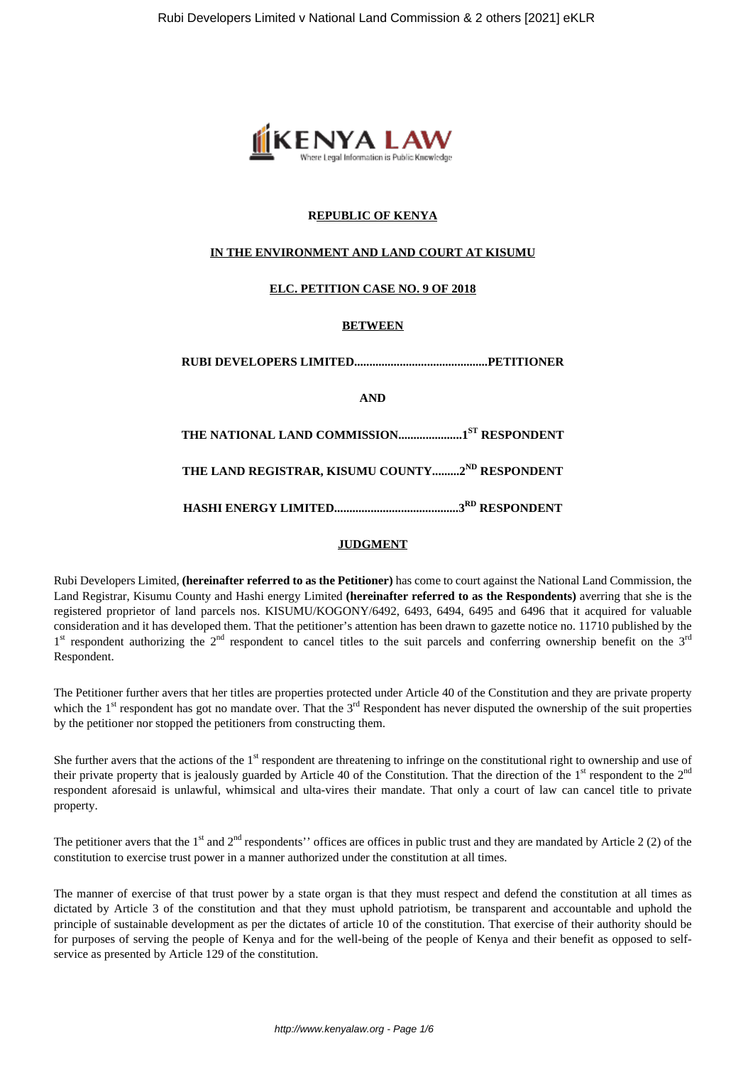**REPUBLIC OF KENYA**

**IN THE ENVIRONMENT AND LAND COURT AT KISUMU**

**ELC. PETITION CASE NO. 9 OF 2018**

**BETWEEN**

**RUBI DEVELOPERS LIMITED............................................PETITIONER**

**AND**

**THE NATIONAL LAND COMMISSION.....................1ST RESPONDENT**

**THE LAND REGISTRAR, KISUMU COUNTY.........2ND RESPONDENT**

**HASHI ENERGY LIMITED.........................................3RD RESPONDENT**

**JUDGMENT**

Rubi Developers Limited, **(hereinafter referred to as the Petitioner)** has come to court against the National Land Commission, the Land Registrar, Kisumu County and Hashi energy Limited **(hereinafter referred to as the Respondents)** averring that she is the registered proprietor of land parcels nos. KISUMU/KOGONY/6492, 6493, 6494, 6495 and 6496 that it acquired for valuable consideration and it has developed them. That the petitioner's attention has been drawn to gazette notice no. 11710 published by the 1st respondent authorizing the 2nd respondent to cancel titles to the suit parcels and conferring ownership benefit on the 3rd Respondent.

The Petitioner further avers that her titles are properties protected under Article 40 of the Constitution and they are private property which the 1st respondent has got no mandate over. That the 3rd Respondent has never disputed the ownership of the suit properties by the petitioner nor stopped the petitioners from constructing them.

She further avers that the actions of the 1st respondent are threatening to infringe on the constitutional right to ownership and use of their private property that is jealously guarded by Article 40 of the Constitution. That the direction of the 1st respondent to the 2nd respondent aforesaid is unlawful, whimsical and ulta-vires their mandate. That only a court of law can cancel title to private property.

The petitioner avers that the 1st and 2nd respondents'' offices are offices in public trust and they are mandated by Article 2 (2) of the constitution to exercise trust power in a manner authorized under the constitution at all times.

The manner of exercise of that trust power by a state organ is that they must respect and defend the constitution at all times as dictated by Article 3 of the constitution and that they must uphold patriotism, be transparent and accountable and uphold the principle of sustainable development as per the dictates of article 10 of the constitution. That exercise of their authority should be for purposes of serving the people of Kenya and for the well-being of the people of Kenya and their benefit as opposed to self-service as presented by Article 129 of the constitution.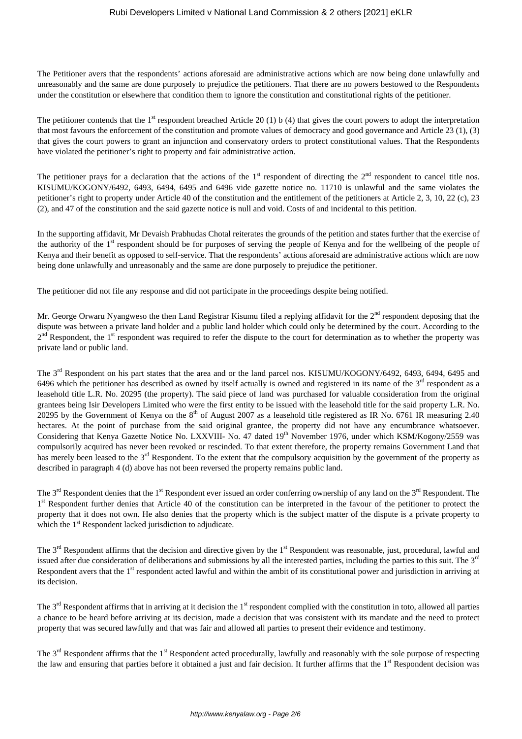The Petitioner avers that the respondents' actions aforesaid are administrative actions which are now being done unlawfully and unreasonably and the same are done purposely to prejudice the petitioners. That there are no powers bestowed to the Respondents under the constitution or elsewhere that condition them to ignore the constitution and constitutional rights of the petitioner.

The petitioner contends that the 1st respondent breached Article 20 (1) b (4) that gives the court powers to adopt the interpretation that most favours the enforcement of the constitution and promote values of democracy and good governance and Article 23 (1), (3) that gives the court powers to grant an injunction and conservatory orders to protect constitutional values. That the Respondents have violated the petitioner's right to property and fair administrative action.

The petitioner prays for a declaration that the actions of the 1st respondent of directing the 2nd respondent to cancel title nos. KISUMU/KOGONY/6492, 6493, 6494, 6495 and 6496 vide gazette notice no. 11710 is unlawful and the same violates the petitioner's right to property under Article 40 of the constitution and the entitlement of the petitioners at Article 2, 3, 10, 22 (c), 23 (2), and 47 of the constitution and the said gazette notice is null and void. Costs of and incidental to this petition.

In the supporting affidavit, Mr Devaish Prabhudas Chotal reiterates the grounds of the petition and states further that the exercise of the authority of the 1st respondent should be for purposes of serving the people of Kenya and for the wellbeing of the people of Kenya and their benefit as opposed to self-service. That the respondents' actions aforesaid are administrative actions which are now being done unlawfully and unreasonably and the same are done purposely to prejudice the petitioner.

The petitioner did not file any response and did not participate in the proceedings despite being notified.

Mr. George Orwaru Nyangweso the then Land Registrar Kisumu filed a replying affidavit for the 2nd respondent deposing that the dispute was between a private land holder and a public land holder which could only be determined by the court. According to the 2nd Respondent, the 1st respondent was required to refer the dispute to the court for determination as to whether the property was private land or public land.

The 3rd Respondent on his part states that the area and or the land parcel nos. KISUMU/KOGONY/6492, 6493, 6494, 6495 and 6496 which the petitioner has described as owned by itself actually is owned and registered in its name of the 3rd respondent as a leasehold title L.R. No. 20295 (the property). The said piece of land was purchased for valuable consideration from the original grantees being Isir Developers Limited who were the first entity to be issued with the leasehold title for the said property L.R. No. 20295 by the Government of Kenya on the 8th of August 2007 as a leasehold title registered as IR No. 6761 IR measuring 2.40 hectares. At the point of purchase from the said original grantee, the property did not have any encumbrance whatsoever. Considering that Kenya Gazette Notice No. LXXVIII- No. 47 dated 19th November 1976, under which KSM/Kogony/2559 was compulsorily acquired has never been revoked or rescinded. To that extent therefore, the property remains Government Land that has merely been leased to the 3rd Respondent. To the extent that the compulsory acquisition by the government of the property as described in paragraph 4 (d) above has not been reversed the property remains public land.

The 3rd Respondent denies that the 1st Respondent ever issued an order conferring ownership of any land on the 3rd Respondent. The 1st Respondent further denies that Article 40 of the constitution can be interpreted in the favour of the petitioner to protect the property that it does not own. He also denies that the property which is the subject matter of the dispute is a private property to which the 1st Respondent lacked jurisdiction to adjudicate.

The 3rd Respondent affirms that the decision and directive given by the 1st Respondent was reasonable, just, procedural, lawful and issued after due consideration of deliberations and submissions by all the interested parties, including the parties to this suit. The 3rd Respondent avers that the 1st respondent acted lawful and within the ambit of its constitutional power and jurisdiction in arriving at its decision.

The 3rd Respondent affirms that in arriving at it decision the 1st respondent complied with the constitution in toto, allowed all parties a chance to be heard before arriving at its decision, made a decision that was consistent with its mandate and the need to protect property that was secured lawfully and that was fair and allowed all parties to present their evidence and testimony.

The 3rd Respondent affirms that the 1st Respondent acted procedurally, lawfully and reasonably with the sole purpose of respecting the law and ensuring that parties before it obtained a just and fair decision. It further affirms that the 1st Respondent decision was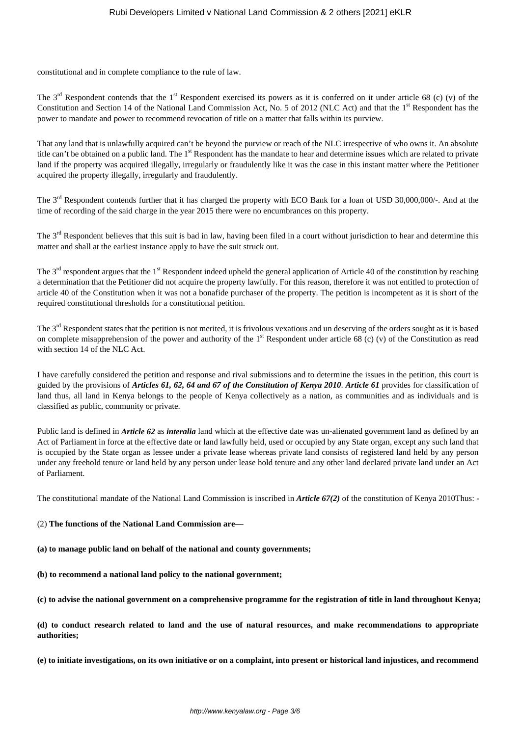constitutional and in complete compliance to the rule of law.

The 3rd Respondent contends that the 1st Respondent exercised its powers as it is conferred on it under article 68 (c) (v) of the Constitution and Section 14 of the National Land Commission Act, No. 5 of 2012 (NLC Act) and that the 1st Respondent has the power to mandate and power to recommend revocation of title on a matter that falls within its purview.

That any land that is unlawfully acquired can't be beyond the purview or reach of the NLC irrespective of who owns it. An absolute title can't be obtained on a public land. The 1st Respondent has the mandate to hear and determine issues which are related to private land if the property was acquired illegally, irregularly or fraudulently like it was the case in this instant matter where the Petitioner acquired the property illegally, irregularly and fraudulently.

The 3rd Respondent contends further that it has charged the property with ECO Bank for a loan of USD 30,000,000/-. And at the time of recording of the said charge in the year 2015 there were no encumbrances on this property.

The 3rd Respondent believes that this suit is bad in law, having been filed in a court without jurisdiction to hear and determine this matter and shall at the earliest instance apply to have the suit struck out.

The 3rd respondent argues that the 1st Respondent indeed upheld the general application of Article 40 of the constitution by reaching a determination that the Petitioner did not acquire the property lawfully. For this reason, therefore it was not entitled to protection of article 40 of the Constitution when it was not a bonafide purchaser of the property. The petition is incompetent as it is short of the required constitutional thresholds for a constitutional petition.

The 3rd Respondent states that the petition is not merited, it is frivolous vexatious and un deserving of the orders sought as it is based on complete misapprehension of the power and authority of the 1st Respondent under article 68 (c) (v) of the Constitution as read with section 14 of the NLC Act.

I have carefully considered the petition and response and rival submissions and to determine the issues in the petition, this court is guided by the provisions of ***Articles 61, 62, 64 and 67 of the Constitution of Kenya 2010***. ***Article 61*** provides for classification of land thus, all land in Kenya belongs to the people of Kenya collectively as a nation, as communities and as individuals and is classified as public, community or private.

Public land is defined in ***Article 62*** as ***interalia*** land which at the effective date was un-alienated government land as defined by an Act of Parliament in force at the effective date or land lawfully held, used or occupied by any State organ, except any such land that is occupied by the State organ as lessee under a private lease whereas private land consists of registered land held by any person under any freehold tenure or land held by any person under lease hold tenure and any other land declared private land under an Act of Parliament.

The constitutional mandate of the National Land Commission is inscribed in ***Article 67(2)*** of the constitution of Kenya 2010Thus: -

(2) **The functions of the National Land Commission are—**

**(a) to manage public land on behalf of the national and county governments;**

**(b) to recommend a national land policy to the national government;**

**(c) to advise the national government on a comprehensive programme for the registration of title in land throughout Kenya;**

**(d) to conduct research related to land and the use of natural resources, and make recommendations to appropriate authorities;**

**(e) to initiate investigations, on its own initiative or on a complaint, into present or historical land injustices, and recommend**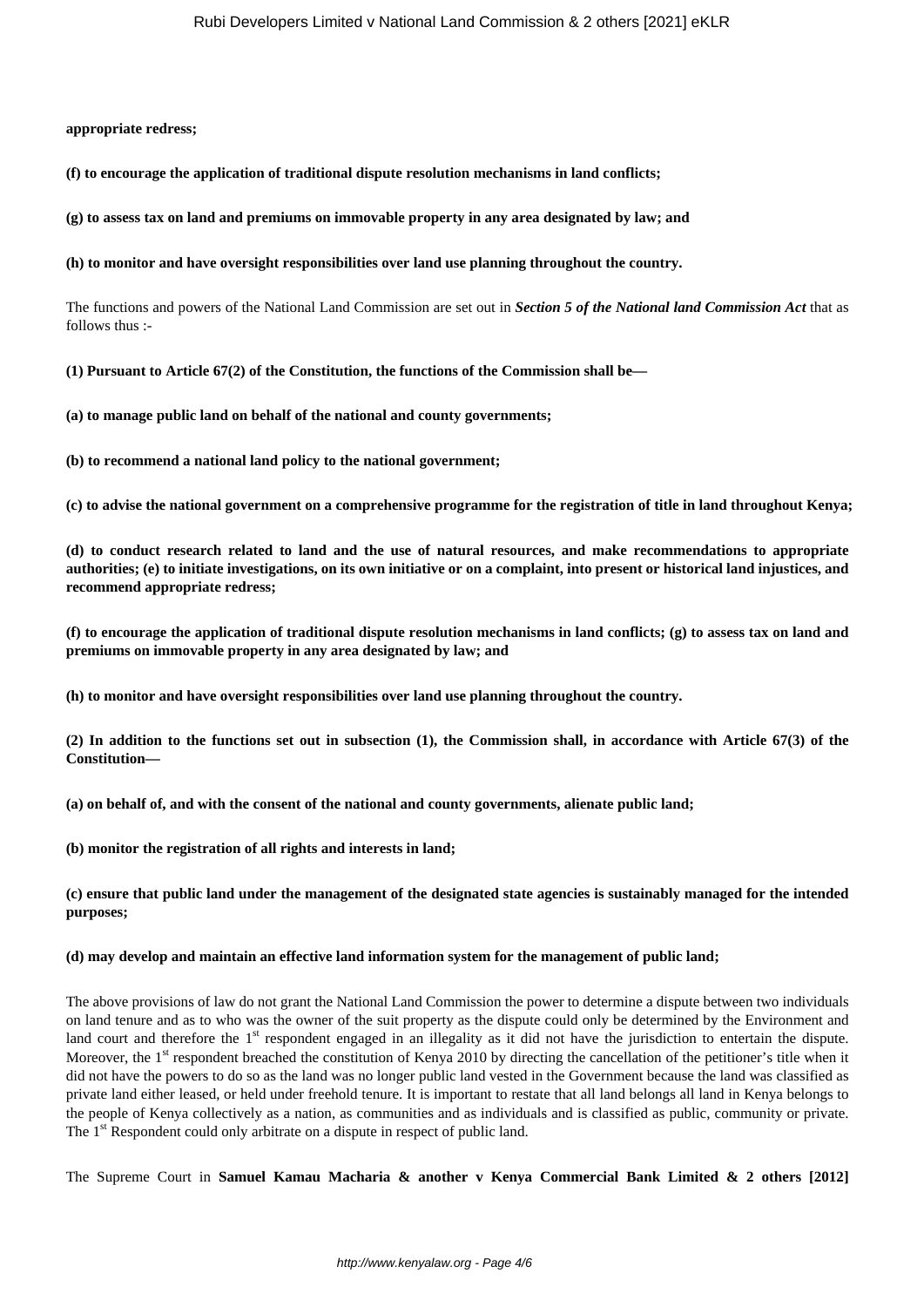**appropriate redress;**

**(f) to encourage the application of traditional dispute resolution mechanisms in land conflicts;**

**(g) to assess tax on land and premiums on immovable property in any area designated by law; and**

**(h) to monitor and have oversight responsibilities over land use planning throughout the country.**

The functions and powers of the National Land Commission are set out in ***Section 5 of the National land Commission Act*** that as follows thus :-

**(1) Pursuant to Article 67(2) of the Constitution, the functions of the Commission shall be—**

**(a) to manage public land on behalf of the national and county governments;**

**(b) to recommend a national land policy to the national government;**

**(c) to advise the national government on a comprehensive programme for the registration of title in land throughout Kenya;**

**(d) to conduct research related to land and the use of natural resources, and make recommendations to appropriate authorities; (e) to initiate investigations, on its own initiative or on a complaint, into present or historical land injustices, and recommend appropriate redress;**

**(f) to encourage the application of traditional dispute resolution mechanisms in land conflicts; (g) to assess tax on land and premiums on immovable property in any area designated by law; and**

**(h) to monitor and have oversight responsibilities over land use planning throughout the country.**

**(2) In addition to the functions set out in subsection (1), the Commission shall, in accordance with Article 67(3) of the Constitution—**

**(a) on behalf of, and with the consent of the national and county governments, alienate public land;**

**(b) monitor the registration of all rights and interests in land;**

**(c) ensure that public land under the management of the designated state agencies is sustainably managed for the intended purposes;**

**(d) may develop and maintain an effective land information system for the management of public land;**

The above provisions of law do not grant the National Land Commission the power to determine a dispute between two individuals on land tenure and as to who was the owner of the suit property as the dispute could only be determined by the Environment and land court and therefore the 1st respondent engaged in an illegality as it did not have the jurisdiction to entertain the dispute. Moreover, the 1st respondent breached the constitution of Kenya 2010 by directing the cancellation of the petitioner's title when it did not have the powers to do so as the land was no longer public land vested in the Government because the land was classified as private land either leased, or held under freehold tenure. It is important to restate that all land belongs all land in Kenya belongs to the people of Kenya collectively as a nation, as communities and as individuals and is classified as public, community or private. The 1st Respondent could only arbitrate on a dispute in respect of public land.

The Supreme Court in **Samuel Kamau Macharia & another v Kenya Commercial Bank Limited & 2 others [2012]**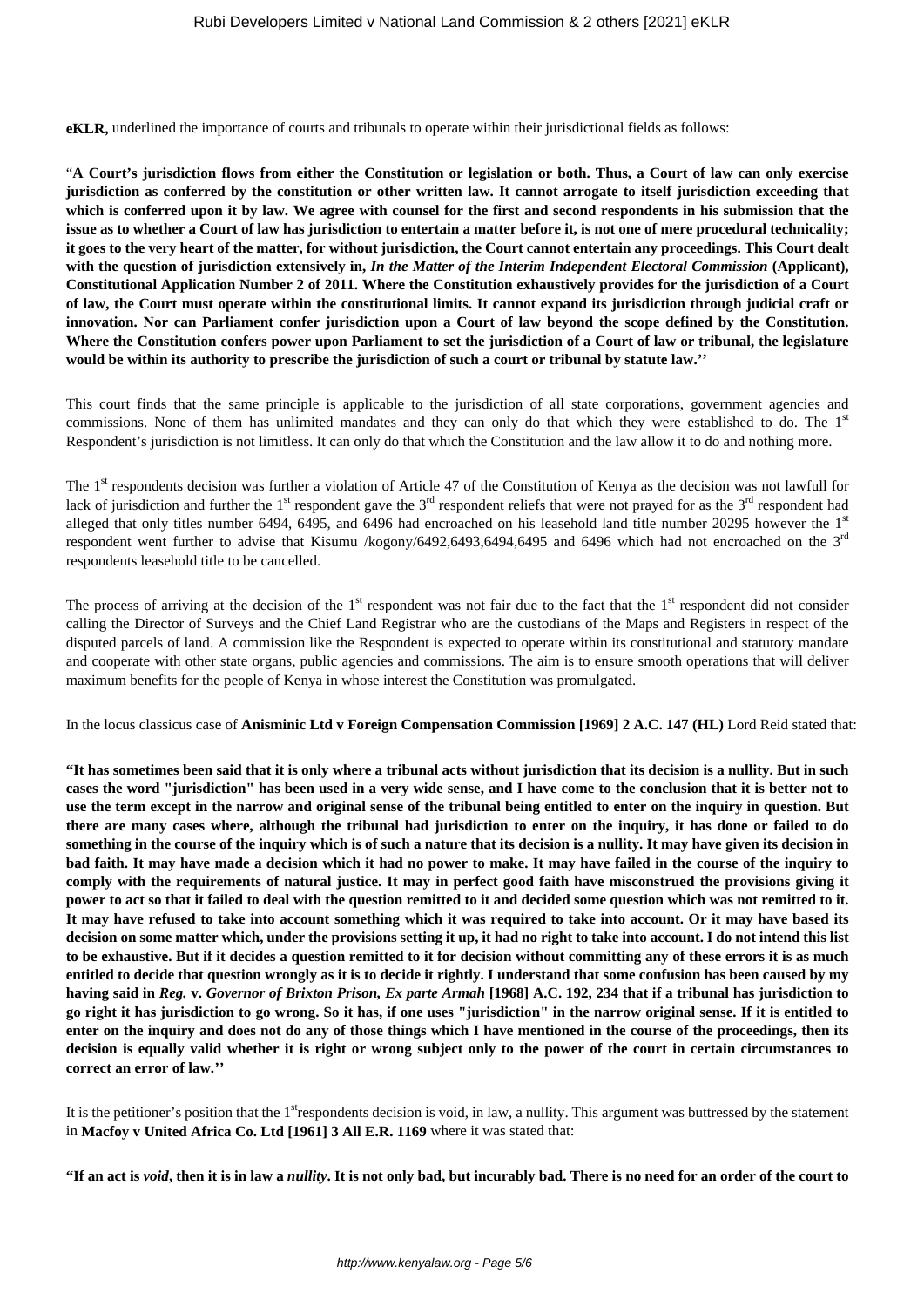**eKLR,** underlined the importance of courts and tribunals to operate within their jurisdictional fields as follows:

"**A Court's jurisdiction flows from either the Constitution or legislation or both. Thus, a Court of law can only exercise jurisdiction as conferred by the constitution or other written law. It cannot arrogate to itself jurisdiction exceeding that which is conferred upon it by law. We agree with counsel for the first and second respondents in his submission that the issue as to whether a Court of law has jurisdiction to entertain a matter before it, is not one of mere procedural technicality; it goes to the very heart of the matter, for without jurisdiction, the Court cannot entertain any proceedings. This Court dealt with the question of jurisdiction extensively in, *In the Matter of the Interim Independent Electoral Commission* (Applicant), Constitutional Application Number 2 of 2011. Where the Constitution exhaustively provides for the jurisdiction of a Court of law, the Court must operate within the constitutional limits. It cannot expand its jurisdiction through judicial craft or innovation. Nor can Parliament confer jurisdiction upon a Court of law beyond the scope defined by the Constitution. Where the Constitution confers power upon Parliament to set the jurisdiction of a Court of law or tribunal, the legislature would be within its authority to prescribe the jurisdiction of such a court or tribunal by statute law.''**

This court finds that the same principle is applicable to the jurisdiction of all state corporations, government agencies and commissions. None of them has unlimited mandates and they can only do that which they were established to do. The 1st Respondent's jurisdiction is not limitless. It can only do that which the Constitution and the law allow it to do and nothing more.

The 1st respondents decision was further a violation of Article 47 of the Constitution of Kenya as the decision was not lawfull for lack of jurisdiction and further the 1st respondent gave the 3rd respondent reliefs that were not prayed for as the 3rd respondent had alleged that only titles number 6494, 6495, and 6496 had encroached on his leasehold land title number 20295 however the 1st respondent went further to advise that Kisumu /kogony/6492,6493,6494,6495 and 6496 which had not encroached on the 3rd respondents leasehold title to be cancelled.

The process of arriving at the decision of the 1st respondent was not fair due to the fact that the 1st respondent did not consider calling the Director of Surveys and the Chief Land Registrar who are the custodians of the Maps and Registers in respect of the disputed parcels of land. A commission like the Respondent is expected to operate within its constitutional and statutory mandate and cooperate with other state organs, public agencies and commissions. The aim is to ensure smooth operations that will deliver maximum benefits for the people of Kenya in whose interest the Constitution was promulgated.

In the locus classicus case of **Anisminic Ltd v Foreign Compensation Commission [1969] 2 A.C. 147 (HL)** Lord Reid stated that:

**"It has sometimes been said that it is only where a tribunal acts without jurisdiction that its decision is a nullity. But in such cases the word "jurisdiction" has been used in a very wide sense, and I have come to the conclusion that it is better not to use the term except in the narrow and original sense of the tribunal being entitled to enter on the inquiry in question. But there are many cases where, although the tribunal had jurisdiction to enter on the inquiry, it has done or failed to do something in the course of the inquiry which is of such a nature that its decision is a nullity. It may have given its decision in bad faith. It may have made a decision which it had no power to make. It may have failed in the course of the inquiry to comply with the requirements of natural justice. It may in perfect good faith have misconstrued the provisions giving it power to act so that it failed to deal with the question remitted to it and decided some question which was not remitted to it. It may have refused to take into account something which it was required to take into account. Or it may have based its decision on some matter which, under the provisions setting it up, it had no right to take into account. I do not intend this list to be exhaustive. But if it decides a question remitted to it for decision without committing any of these errors it is as much entitled to decide that question wrongly as it is to decide it rightly. I understand that some confusion has been caused by my having said in *Reg. v. Governor of Brixton Prison, Ex parte Armah* [1968] A.C. 192, 234 that if a tribunal has jurisdiction to go right it has jurisdiction to go wrong. So it has, if one uses "jurisdiction" in the narrow original sense. If it is entitled to enter on the inquiry and does not do any of those things which I have mentioned in the course of the proceedings, then its decision is equally valid whether it is right or wrong subject only to the power of the court in certain circumstances to correct an error of law.''**

It is the petitioner's position that the 1st respondents decision is void, in law, a nullity. This argument was buttressed by the statement in **Macfoy v United Africa Co. Ltd [1961] 3 All E.R. 1169** where it was stated that:

**"If an act is *void*, then it is in law a *nullity*. It is not only bad, but incurably bad. There is no need for an order of the court to**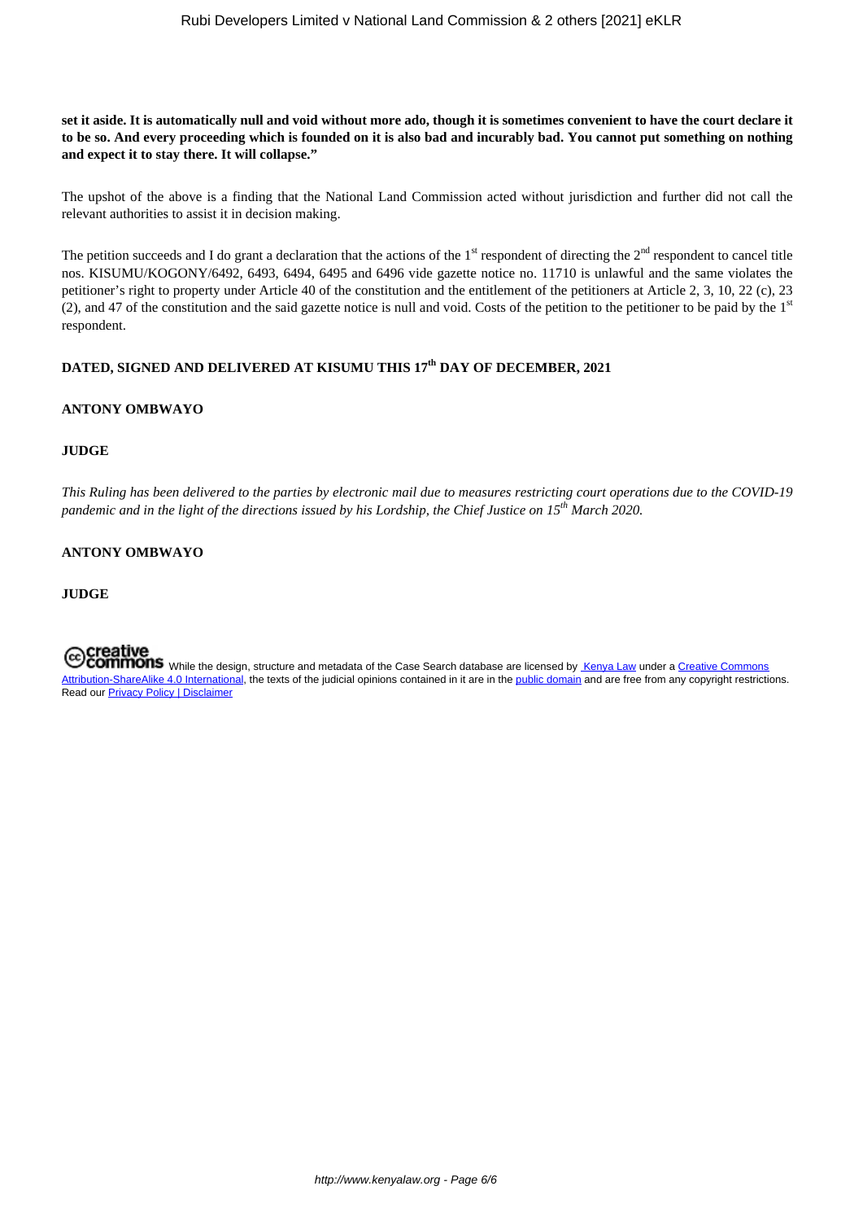**set it aside. It is automatically null and void without more ado, though it is sometimes convenient to have the court declare it to be so. And every proceeding which is founded on it is also bad and incurably bad. You cannot put something on nothing and expect it to stay there. It will collapse."**

The upshot of the above is a finding that the National Land Commission acted without jurisdiction and further did not call the relevant authorities to assist it in decision making.

The petition succeeds and I do grant a declaration that the actions of the 1st respondent of directing the 2nd respondent to cancel title nos. KISUMU/KOGONY/6492, 6493, 6494, 6495 and 6496 vide gazette notice no. 11710 is unlawful and the same violates the petitioner's right to property under Article 40 of the constitution and the entitlement of the petitioners at Article 2, 3, 10, 22 (c), 23 (2), and 47 of the constitution and the said gazette notice is null and void. Costs of the petition to the petitioner to be paid by the 1st respondent.

**DATED, SIGNED AND DELIVERED AT KISUMU THIS 17th DAY OF DECEMBER, 2021**

**ANTONY OMBWAYO**

**JUDGE**

*This Ruling has been delivered to the parties by electronic mail due to measures restricting court operations due to the COVID-19 pandemic and in the light of the directions issued by his Lordship, the Chief Justice on 15th March 2020.*

**ANTONY OMBWAYO**

**JUDGE**

While the design, structure and metadata of the Case Search database are licensed by Kenya Law under a Creative Commons Attribution-ShareAlike 4.0 International, the texts of the judicial opinions contained in it are in the public domain and are free from any copyright restrictions. Read our Privacy Policy | Disclaimer